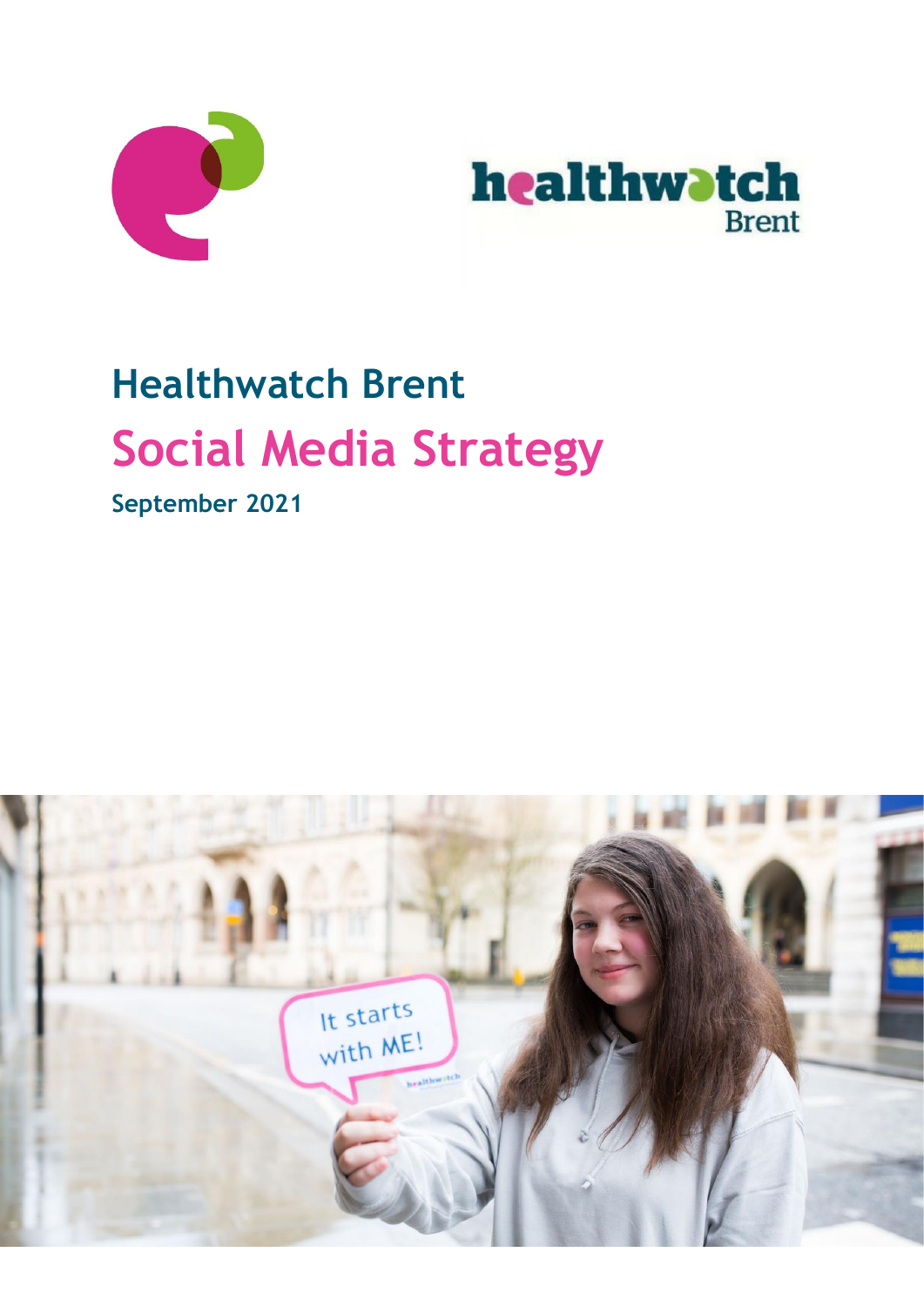# Healthwatch Brent

# Social Media Strategy

**September 2021**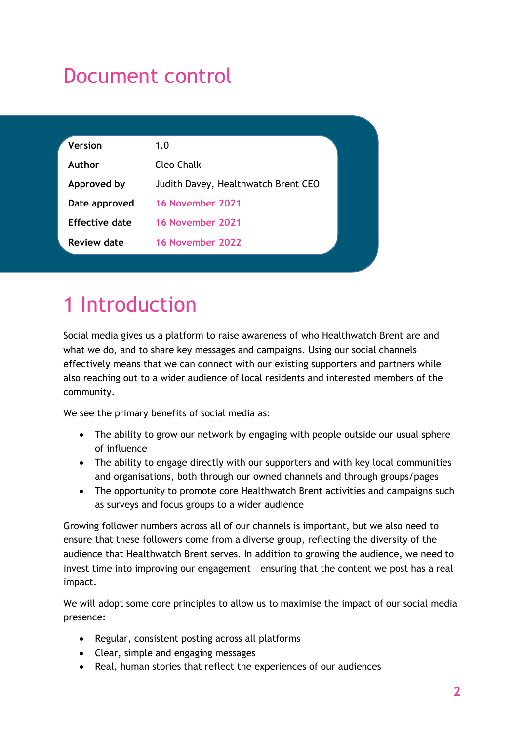# Document control

| Version | 1.0 |
|---|---|
| Author | Cleo Chalk |
| Approved by | Judith Davey, Healthwatch Brent CEO |
| Date approved | 16 November 2021 |
| Effective date | 16 November 2021 |
| Review date | 16 November 2022 |

# 1 Introduction

Social media gives us a platform to raise awareness of who Healthwatch Brent are and what we do, and to share key messages and campaigns. Using our social channels effectively means that we can connect with our existing supporters and partners while also reaching out to a wider audience of local residents and interested members of the community.

We see the primary benefits of social media as:

- The ability to grow our network by engaging with people outside our usual sphere of influence
- The ability to engage directly with our supporters and with key local communities and organisations, both through our owned channels and through groups/pages
- The opportunity to promote core Healthwatch Brent activities and campaigns such as surveys and focus groups to a wider audience

Growing follower numbers across all of our channels is important, but we also need to ensure that these followers come from a diverse group, reflecting the diversity of the audience that Healthwatch Brent serves. In addition to growing the audience, we need to invest time into improving our engagement – ensuring that the content we post has a real impact.

We will adopt some core principles to allow us to maximise the impact of our social media presence:

- Regular, consistent posting across all platforms
- Clear, simple and engaging messages
- Real, human stories that reflect the experiences of our audiences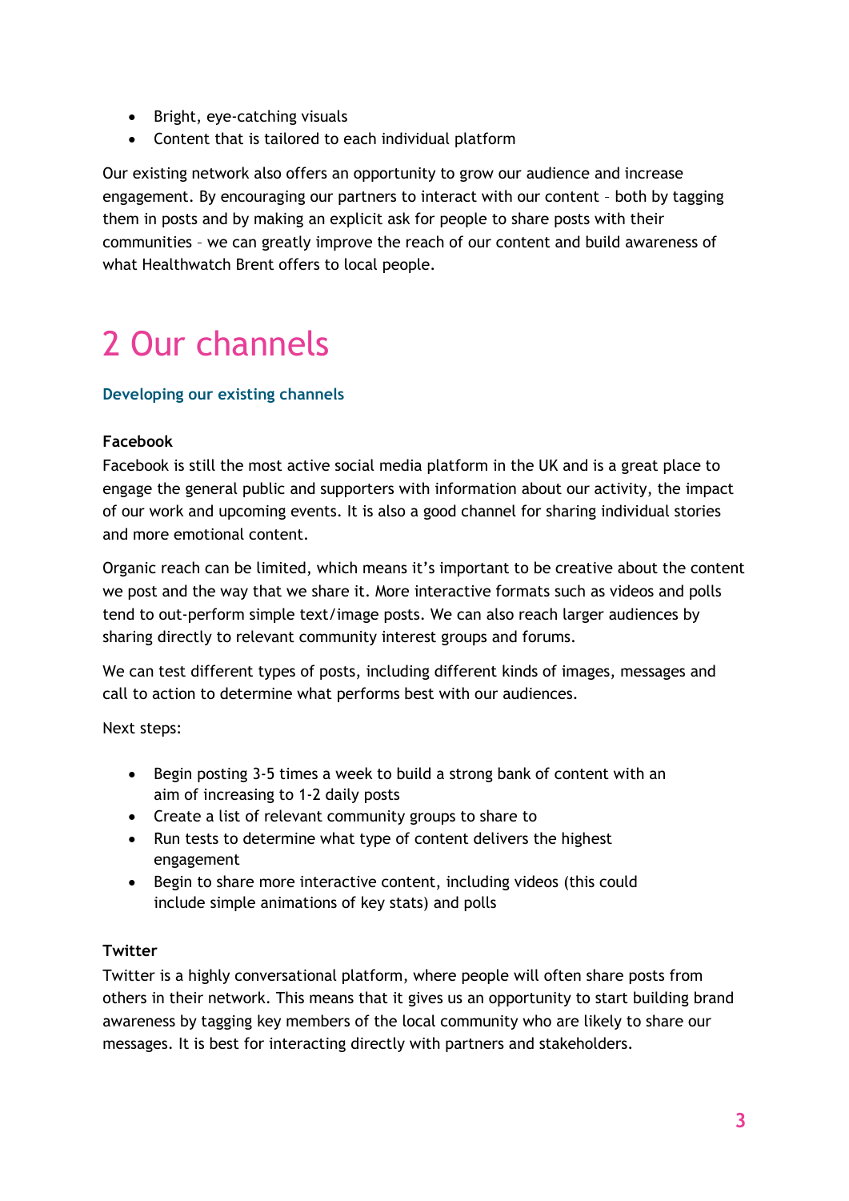- Bright, eye-catching visuals
- Content that is tailored to each individual platform

Our existing network also offers an opportunity to grow our audience and increase engagement. By encouraging our partners to interact with our content – both by tagging them in posts and by making an explicit ask for people to share posts with their communities – we can greatly improve the reach of our content and build awareness of what Healthwatch Brent offers to local people.

# 2 Our channels

### Developing our existing channels

**Facebook**

Facebook is still the most active social media platform in the UK and is a great place to engage the general public and supporters with information about our activity, the impact of our work and upcoming events. It is also a good channel for sharing individual stories and more emotional content.

Organic reach can be limited, which means it's important to be creative about the content we post and the way that we share it. More interactive formats such as videos and polls tend to out-perform simple text/image posts. We can also reach larger audiences by sharing directly to relevant community interest groups and forums.

We can test different types of posts, including different kinds of images, messages and call to action to determine what performs best with our audiences.

Next steps:

- Begin posting 3-5 times a week to build a strong bank of content with an aim of increasing to 1-2 daily posts
- Create a list of relevant community groups to share to
- Run tests to determine what type of content delivers the highest engagement
- Begin to share more interactive content, including videos (this could include simple animations of key stats) and polls

**Twitter**

Twitter is a highly conversational platform, where people will often share posts from others in their network. This means that it gives us an opportunity to start building brand awareness by tagging key members of the local community who are likely to share our messages. It is best for interacting directly with partners and stakeholders.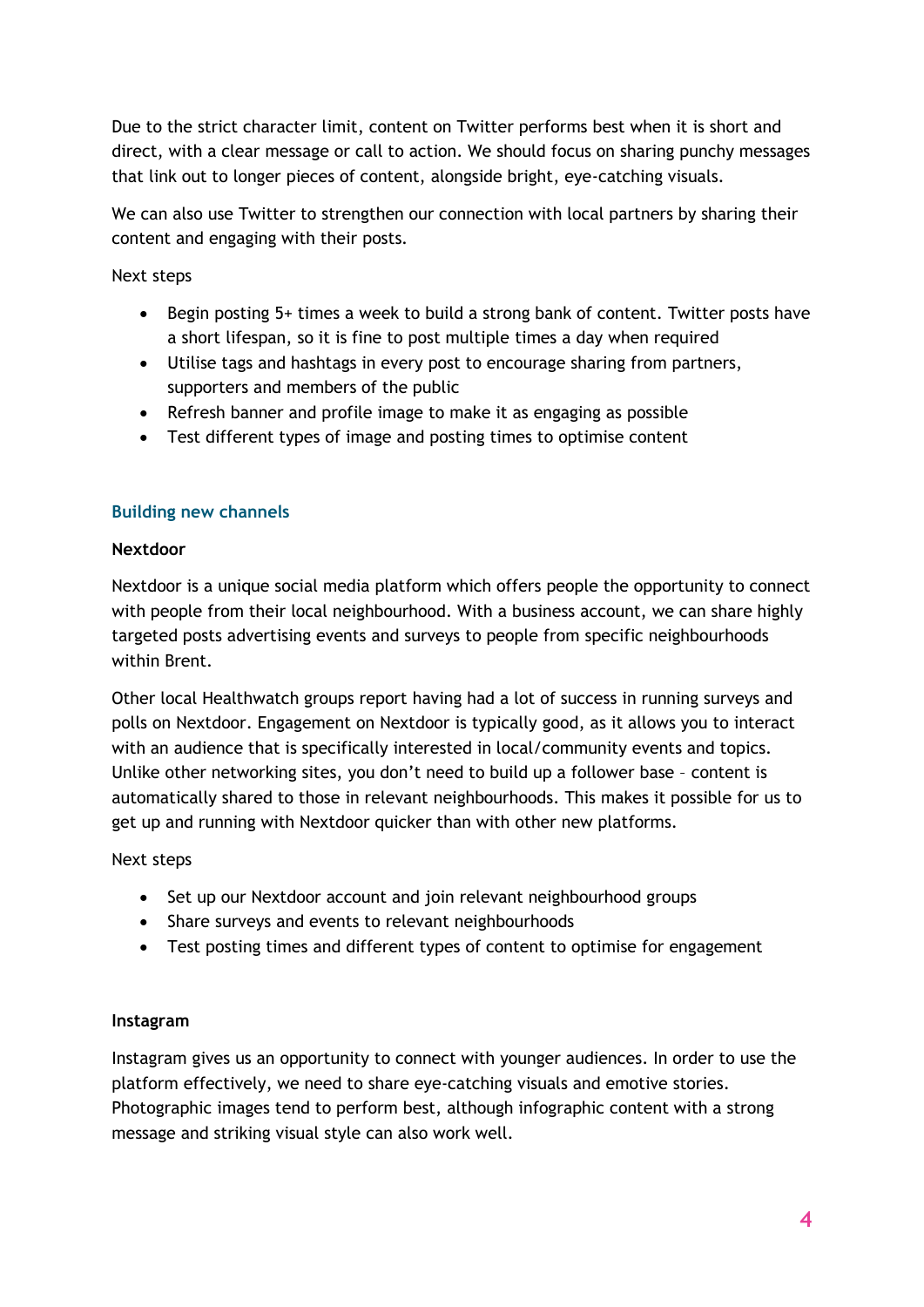Due to the strict character limit, content on Twitter performs best when it is short and direct, with a clear message or call to action. We should focus on sharing punchy messages that link out to longer pieces of content, alongside bright, eye-catching visuals.

We can also use Twitter to strengthen our connection with local partners by sharing their content and engaging with their posts.

Next steps

- Begin posting 5+ times a week to build a strong bank of content. Twitter posts have a short lifespan, so it is fine to post multiple times a day when required
- Utilise tags and hashtags in every post to encourage sharing from partners, supporters and members of the public
- Refresh banner and profile image to make it as engaging as possible
- Test different types of image and posting times to optimise content

## Building new channels

**Nextdoor**

Nextdoor is a unique social media platform which offers people the opportunity to connect with people from their local neighbourhood. With a business account, we can share highly targeted posts advertising events and surveys to people from specific neighbourhoods within Brent.

Other local Healthwatch groups report having had a lot of success in running surveys and polls on Nextdoor. Engagement on Nextdoor is typically good, as it allows you to interact with an audience that is specifically interested in local/community events and topics. Unlike other networking sites, you don't need to build up a follower base – content is automatically shared to those in relevant neighbourhoods. This makes it possible for us to get up and running with Nextdoor quicker than with other new platforms.

Next steps

- Set up our Nextdoor account and join relevant neighbourhood groups
- Share surveys and events to relevant neighbourhoods
- Test posting times and different types of content to optimise for engagement

**Instagram**

Instagram gives us an opportunity to connect with younger audiences. In order to use the platform effectively, we need to share eye-catching visuals and emotive stories. Photographic images tend to perform best, although infographic content with a strong message and striking visual style can also work well.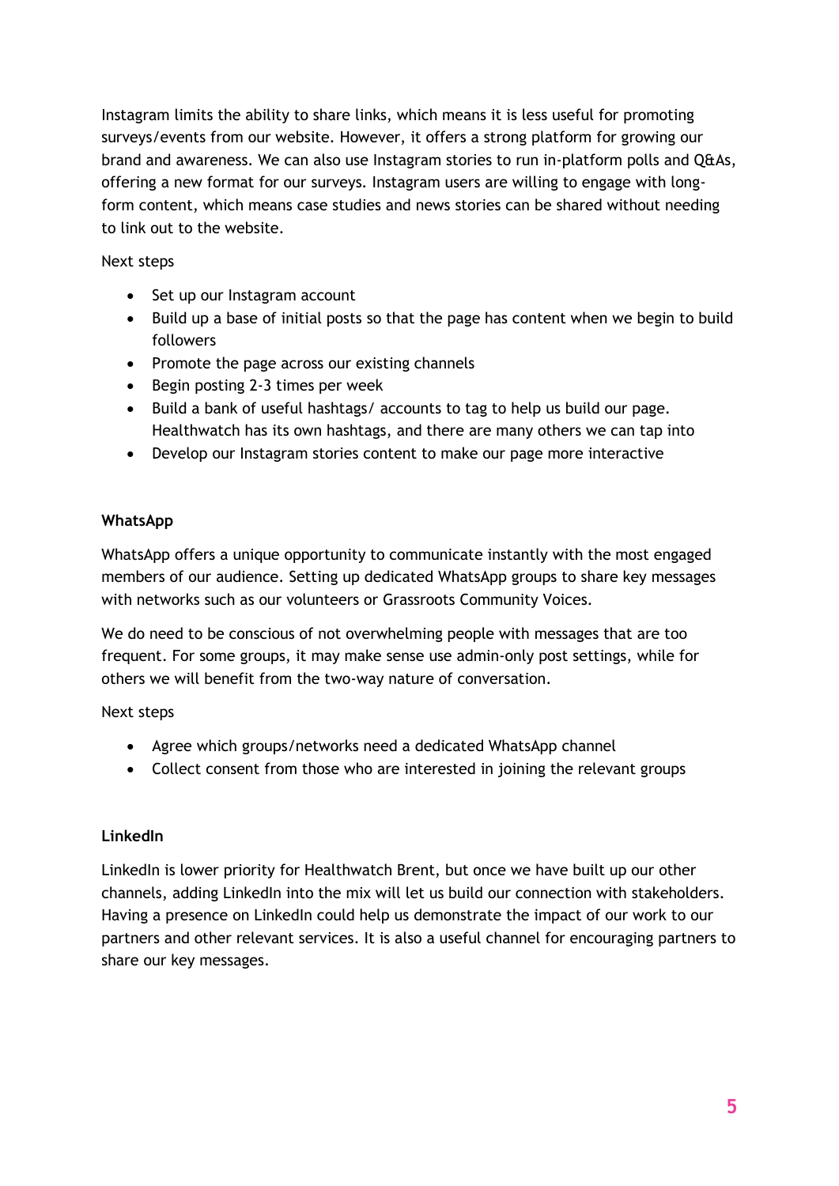Instagram limits the ability to share links, which means it is less useful for promoting surveys/events from our website. However, it offers a strong platform for growing our brand and awareness. We can also use Instagram stories to run in-platform polls and Q&As, offering a new format for our surveys. Instagram users are willing to engage with long-form content, which means case studies and news stories can be shared without needing to link out to the website.

Next steps

- Set up our Instagram account
- Build up a base of initial posts so that the page has content when we begin to build followers
- Promote the page across our existing channels
- Begin posting 2-3 times per week
- Build a bank of useful hashtags/ accounts to tag to help us build our page. Healthwatch has its own hashtags, and there are many others we can tap into
- Develop our Instagram stories content to make our page more interactive

**WhatsApp**

WhatsApp offers a unique opportunity to communicate instantly with the most engaged members of our audience. Setting up dedicated WhatsApp groups to share key messages with networks such as our volunteers or Grassroots Community Voices.

We do need to be conscious of not overwhelming people with messages that are too frequent. For some groups, it may make sense use admin-only post settings, while for others we will benefit from the two-way nature of conversation.

Next steps

- Agree which groups/networks need a dedicated WhatsApp channel
- Collect consent from those who are interested in joining the relevant groups

**LinkedIn**

LinkedIn is lower priority for Healthwatch Brent, but once we have built up our other channels, adding LinkedIn into the mix will let us build our connection with stakeholders. Having a presence on LinkedIn could help us demonstrate the impact of our work to our partners and other relevant services. It is also a useful channel for encouraging partners to share our key messages.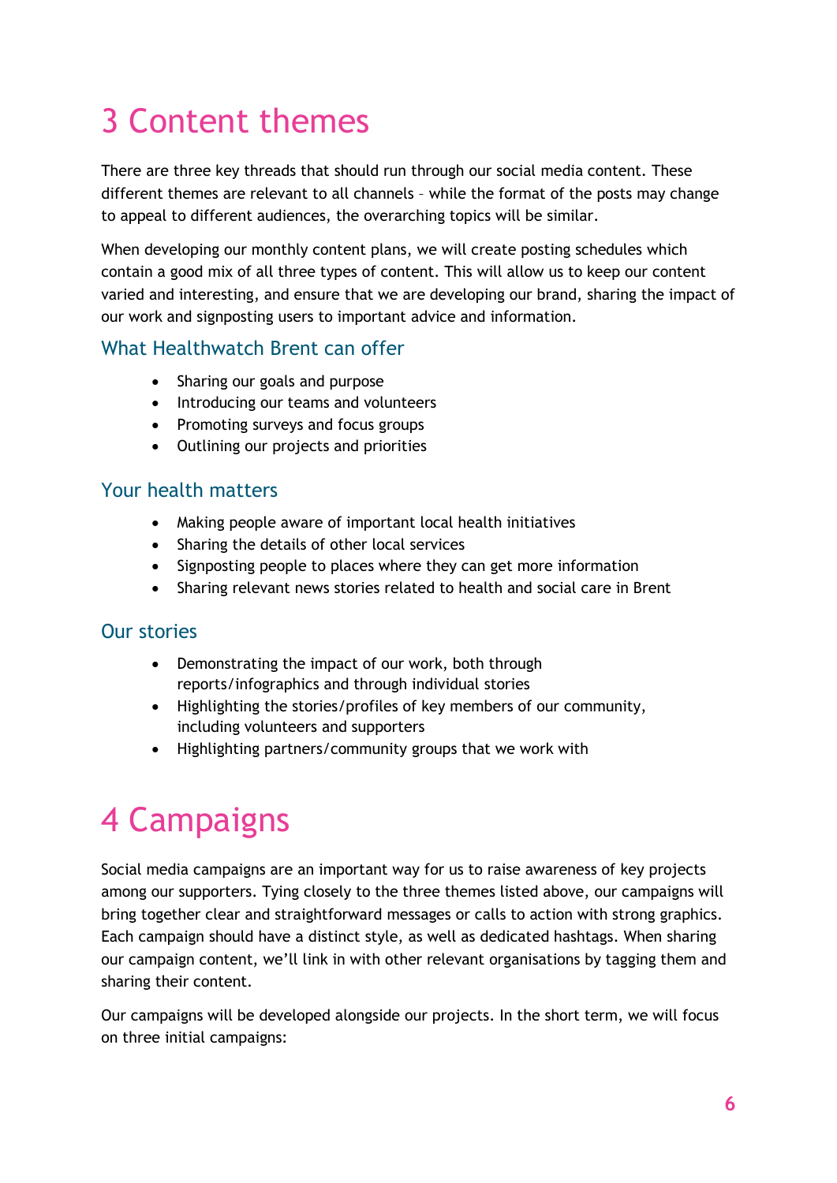# 3 Content themes

There are three key threads that should run through our social media content. These different themes are relevant to all channels – while the format of the posts may change to appeal to different audiences, the overarching topics will be similar.

When developing our monthly content plans, we will create posting schedules which contain a good mix of all three types of content. This will allow us to keep our content varied and interesting, and ensure that we are developing our brand, sharing the impact of our work and signposting users to important advice and information.

## What Healthwatch Brent can offer

- Sharing our goals and purpose
- Introducing our teams and volunteers
- Promoting surveys and focus groups
- Outlining our projects and priorities

## Your health matters

- Making people aware of important local health initiatives
- Sharing the details of other local services
- Signposting people to places where they can get more information
- Sharing relevant news stories related to health and social care in Brent

## Our stories

- Demonstrating the impact of our work, both through reports/infographics and through individual stories
- Highlighting the stories/profiles of key members of our community, including volunteers and supporters
- Highlighting partners/community groups that we work with

# 4 Campaigns

Social media campaigns are an important way for us to raise awareness of key projects among our supporters. Tying closely to the three themes listed above, our campaigns will bring together clear and straightforward messages or calls to action with strong graphics. Each campaign should have a distinct style, as well as dedicated hashtags. When sharing our campaign content, we'll link in with other relevant organisations by tagging them and sharing their content.

Our campaigns will be developed alongside our projects. In the short term, we will focus on three initial campaigns: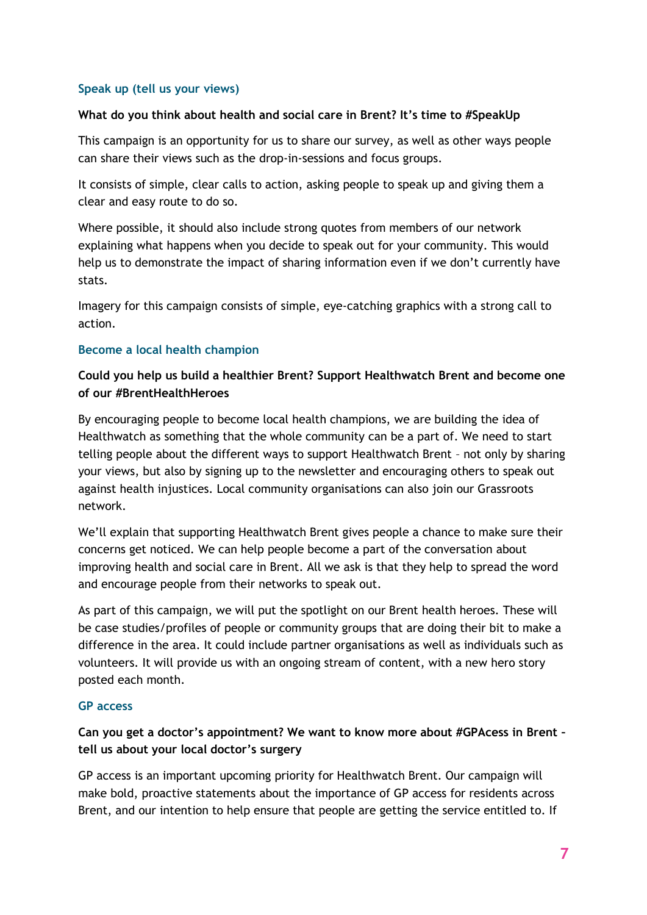### Speak up (tell us your views)

**What do you think about health and social care in Brent? It's time to #SpeakUp**

This campaign is an opportunity for us to share our survey, as well as other ways people can share their views such as the drop-in-sessions and focus groups.

It consists of simple, clear calls to action, asking people to speak up and giving them a clear and easy route to do so.

Where possible, it should also include strong quotes from members of our network explaining what happens when you decide to speak out for your community. This would help us to demonstrate the impact of sharing information even if we don't currently have stats.

Imagery for this campaign consists of simple, eye-catching graphics with a strong call to action.

### Become a local health champion

**Could you help us build a healthier Brent? Support Healthwatch Brent and become one of our #BrentHealthHeroes**

By encouraging people to become local health champions, we are building the idea of Healthwatch as something that the whole community can be a part of. We need to start telling people about the different ways to support Healthwatch Brent – not only by sharing your views, but also by signing up to the newsletter and encouraging others to speak out against health injustices. Local community organisations can also join our Grassroots network.

We'll explain that supporting Healthwatch Brent gives people a chance to make sure their concerns get noticed. We can help people become a part of the conversation about improving health and social care in Brent. All we ask is that they help to spread the word and encourage people from their networks to speak out.

As part of this campaign, we will put the spotlight on our Brent health heroes. These will be case studies/profiles of people or community groups that are doing their bit to make a difference in the area. It could include partner organisations as well as individuals such as volunteers. It will provide us with an ongoing stream of content, with a new hero story posted each month.

### GP access

**Can you get a doctor's appointment? We want to know more about #GPAcess in Brent – tell us about your local doctor's surgery**

GP access is an important upcoming priority for Healthwatch Brent. Our campaign will make bold, proactive statements about the importance of GP access for residents across Brent, and our intention to help ensure that people are getting the service entitled to. If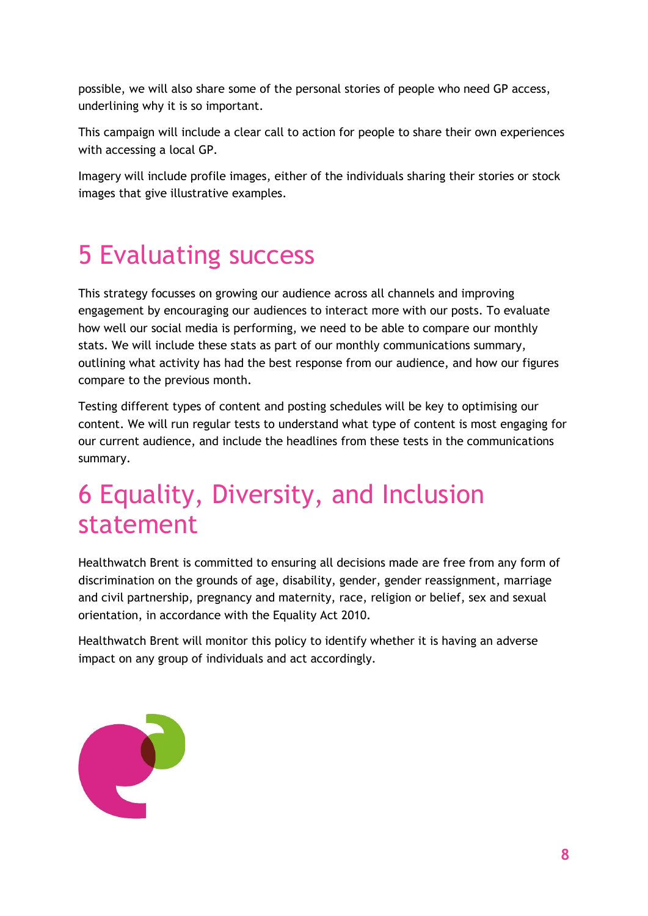possible, we will also share some of the personal stories of people who need GP access, underlining why it is so important.

This campaign will include a clear call to action for people to share their own experiences with accessing a local GP.

Imagery will include profile images, either of the individuals sharing their stories or stock images that give illustrative examples.

# 5 Evaluating success

This strategy focusses on growing our audience across all channels and improving engagement by encouraging our audiences to interact more with our posts. To evaluate how well our social media is performing, we need to be able to compare our monthly stats. We will include these stats as part of our monthly communications summary, outlining what activity has had the best response from our audience, and how our figures compare to the previous month.

Testing different types of content and posting schedules will be key to optimising our content. We will run regular tests to understand what type of content is most engaging for our current audience, and include the headlines from these tests in the communications summary.

# 6 Equality, Diversity, and Inclusion statement

Healthwatch Brent is committed to ensuring all decisions made are free from any form of discrimination on the grounds of age, disability, gender, gender reassignment, marriage and civil partnership, pregnancy and maternity, race, religion or belief, sex and sexual orientation, in accordance with the Equality Act 2010.

Healthwatch Brent will monitor this policy to identify whether it is having an adverse impact on any group of individuals and act accordingly.